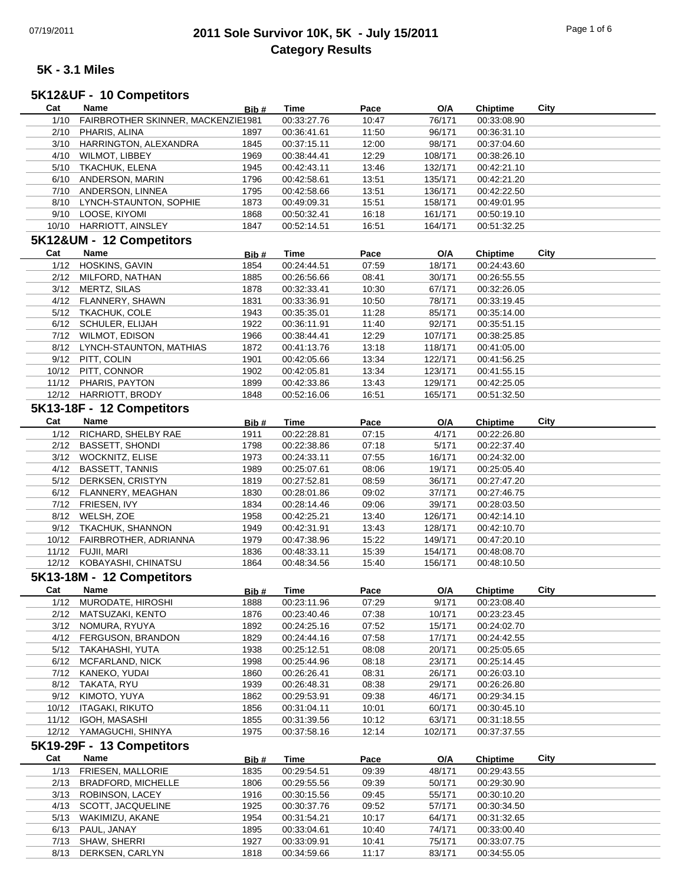# 2011 Sole Survivor 10K, 5K - July 15/2011
## Category Results

### 5K - 3.1 Miles

#### 5K12&UF - 10 Competitors

| Cat | Name | Bib # | Time | Pace | O/A | Chiptime | City |
|---|---|---|---|---|---|---|---|
| 1/10 | FAIRBROTHER SKINNER, MACKENZIE | 1981 | 00:33:27.76 | 10:47 | 76/171 | 00:33:08.90 | |
| 2/10 | PHARIS, ALINA | 1897 | 00:36:41.61 | 11:50 | 96/171 | 00:36:31.10 | |
| 3/10 | HARRINGTON, ALEXANDRA | 1845 | 00:37:15.11 | 12:00 | 98/171 | 00:37:04.60 | |
| 4/10 | WILMOT, LIBBEY | 1969 | 00:38:44.41 | 12:29 | 108/171 | 00:38:26.10 | |
| 5/10 | TKACHUK, ELENA | 1945 | 00:42:43.11 | 13:46 | 132/171 | 00:42:21.10 | |
| 6/10 | ANDERSON, MARIN | 1796 | 00:42:58.61 | 13:51 | 135/171 | 00:42:21.20 | |
| 7/10 | ANDERSON, LINNEA | 1795 | 00:42:58.66 | 13:51 | 136/171 | 00:42:22.50 | |
| 8/10 | LYNCH-STAUNTON, SOPHIE | 1873 | 00:49:09.31 | 15:51 | 158/171 | 00:49:01.95 | |
| 9/10 | LOOSE, KIYOMI | 1868 | 00:50:32.41 | 16:18 | 161/171 | 00:50:19.10 | |
| 10/10 | HARRIOTT, AINSLEY | 1847 | 00:52:14.51 | 16:51 | 164/171 | 00:51:32.25 | |

#### 5K12&UM - 12 Competitors

| Cat | Name | Bib # | Time | Pace | O/A | Chiptime | City |
|---|---|---|---|---|---|---|---|
| 1/12 | HOSKINS, GAVIN | 1854 | 00:24:44.51 | 07:59 | 18/171 | 00:24:43.60 | |
| 2/12 | MILFORD, NATHAN | 1885 | 00:26:56.66 | 08:41 | 30/171 | 00:26:55.55 | |
| 3/12 | MERTZ, SILAS | 1878 | 00:32:33.41 | 10:30 | 67/171 | 00:32:26.05 | |
| 4/12 | FLANNERY, SHAWN | 1831 | 00:33:36.91 | 10:50 | 78/171 | 00:33:19.45 | |
| 5/12 | TKACHUK, COLE | 1943 | 00:35:35.01 | 11:28 | 85/171 | 00:35:14.00 | |
| 6/12 | SCHULER, ELIJAH | 1922 | 00:36:11.91 | 11:40 | 92/171 | 00:35:51.15 | |
| 7/12 | WILMOT, EDISON | 1966 | 00:38:44.41 | 12:29 | 107/171 | 00:38:25.85 | |
| 8/12 | LYNCH-STAUNTON, MATHIAS | 1872 | 00:41:13.76 | 13:18 | 118/171 | 00:41:05.00 | |
| 9/12 | PITT, COLIN | 1901 | 00:42:05.66 | 13:34 | 122/171 | 00:41:56.25 | |
| 10/12 | PITT, CONNOR | 1902 | 00:42:05.81 | 13:34 | 123/171 | 00:41:55.15 | |
| 11/12 | PHARIS, PAYTON | 1899 | 00:42:33.86 | 13:43 | 129/171 | 00:42:25.05 | |
| 12/12 | HARRIOTT, BRODY | 1848 | 00:52:16.06 | 16:51 | 165/171 | 00:51:32.50 | |

#### 5K13-18F - 12 Competitors

| Cat | Name | Bib # | Time | Pace | O/A | Chiptime | City |
|---|---|---|---|---|---|---|---|
| 1/12 | RICHARD, SHELBY RAE | 1911 | 00:22:28.81 | 07:15 | 4/171 | 00:22:26.80 | |
| 2/12 | BASSETT, SHONDI | 1798 | 00:22:38.86 | 07:18 | 5/171 | 00:22:37.40 | |
| 3/12 | WOCKNITZ, ELISE | 1973 | 00:24:33.11 | 07:55 | 16/171 | 00:24:32.00 | |
| 4/12 | BASSETT, TANNIS | 1989 | 00:25:07.61 | 08:06 | 19/171 | 00:25:05.40 | |
| 5/12 | DERKSEN, CRISTYN | 1819 | 00:27:52.81 | 08:59 | 36/171 | 00:27:47.20 | |
| 6/12 | FLANNERY, MEAGHAN | 1830 | 00:28:01.86 | 09:02 | 37/171 | 00:27:46.75 | |
| 7/12 | FRIESEN, IVY | 1834 | 00:28:14.46 | 09:06 | 39/171 | 00:28:03.50 | |
| 8/12 | WELSH, ZOE | 1958 | 00:42:25.21 | 13:40 | 126/171 | 00:42:14.10 | |
| 9/12 | TKACHUK, SHANNON | 1949 | 00:42:31.91 | 13:43 | 128/171 | 00:42:10.70 | |
| 10/12 | FAIRBROTHER, ADRIANNA | 1979 | 00:47:38.96 | 15:22 | 149/171 | 00:47:20.10 | |
| 11/12 | FUJII, MARI | 1836 | 00:48:33.11 | 15:39 | 154/171 | 00:48:08.70 | |
| 12/12 | KOBAYASHI, CHINATSU | 1864 | 00:48:34.56 | 15:40 | 156/171 | 00:48:10.50 | |

#### 5K13-18M - 12 Competitors

| Cat | Name | Bib # | Time | Pace | O/A | Chiptime | City |
|---|---|---|---|---|---|---|---|
| 1/12 | MURODATE, HIROSHI | 1888 | 00:23:11.96 | 07:29 | 9/171 | 00:23:08.40 | |
| 2/12 | MATSUZAKI, KENTO | 1876 | 00:23:40.46 | 07:38 | 10/171 | 00:23:23.45 | |
| 3/12 | NOMURA, RYUYA | 1892 | 00:24:25.16 | 07:52 | 15/171 | 00:24:02.70 | |
| 4/12 | FERGUSON, BRANDON | 1829 | 00:24:44.16 | 07:58 | 17/171 | 00:24:42.55 | |
| 5/12 | TAKAHASHI, YUTA | 1938 | 00:25:12.51 | 08:08 | 20/171 | 00:25:05.65 | |
| 6/12 | MCFARLAND, NICK | 1998 | 00:25:44.96 | 08:18 | 23/171 | 00:25:14.45 | |
| 7/12 | KANEKO, YUDAI | 1860 | 00:26:26.41 | 08:31 | 26/171 | 00:26:03.10 | |
| 8/12 | TAKATA, RYU | 1939 | 00:26:48.31 | 08:38 | 29/171 | 00:26:26.80 | |
| 9/12 | KIMOTO, YUYA | 1862 | 00:29:53.91 | 09:38 | 46/171 | 00:29:34.15 | |
| 10/12 | ITAGAKI, RIKUTO | 1856 | 00:31:04.11 | 10:01 | 60/171 | 00:30:45.10 | |
| 11/12 | IGOH, MASASHI | 1855 | 00:31:39.56 | 10:12 | 63/171 | 00:31:18.55 | |
| 12/12 | YAMAGUCHI, SHINYA | 1975 | 00:37:58.16 | 12:14 | 102/171 | 00:37:37.55 | |

#### 5K19-29F - 13 Competitors

| Cat | Name | Bib # | Time | Pace | O/A | Chiptime | City |
|---|---|---|---|---|---|---|---|
| 1/13 | FRIESEN, MALLORIE | 1835 | 00:29:54.51 | 09:39 | 48/171 | 00:29:43.55 | |
| 2/13 | BRADFORD, MICHELLE | 1806 | 00:29:55.56 | 09:39 | 50/171 | 00:29:30.90 | |
| 3/13 | ROBINSON, LACEY | 1916 | 00:30:15.56 | 09:45 | 55/171 | 00:30:10.20 | |
| 4/13 | SCOTT, JACQUELINE | 1925 | 00:30:37.76 | 09:52 | 57/171 | 00:30:34.50 | |
| 5/13 | WAKIMIZU, AKANE | 1954 | 00:31:54.21 | 10:17 | 64/171 | 00:31:32.65 | |
| 6/13 | PAUL, JANAY | 1895 | 00:33:04.61 | 10:40 | 74/171 | 00:33:00.40 | |
| 7/13 | SHAW, SHERRI | 1927 | 00:33:09.91 | 10:41 | 75/171 | 00:33:07.75 | |
| 8/13 | DERKSEN, CARLYN | 1818 | 00:34:59.66 | 11:17 | 83/171 | 00:34:55.05 | |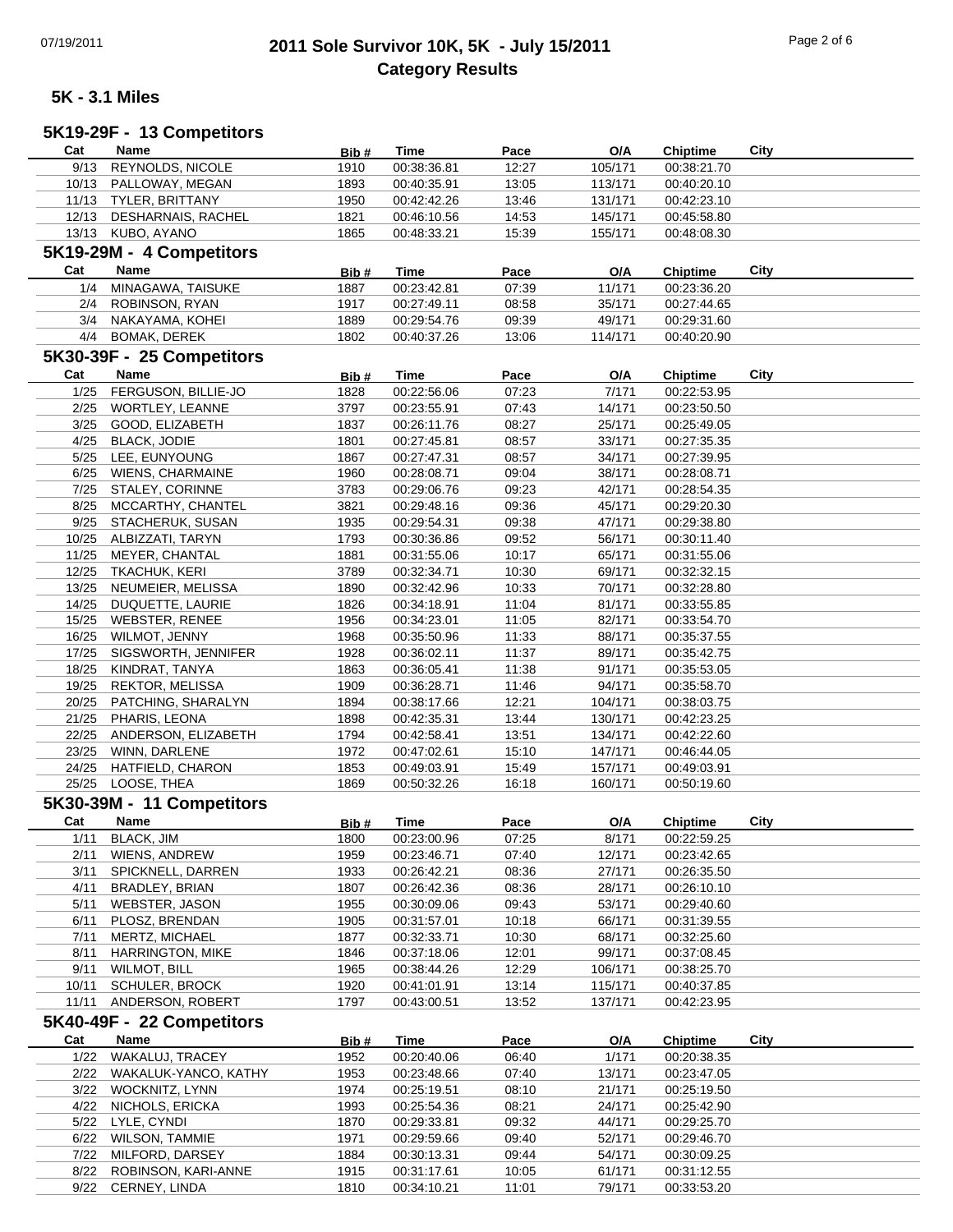# 2011 Sole Survivor 10K, 5K - July 15/2011
## Category Results

### 5K - 3.1 Miles

### 5K19-29F - 13 Competitors

| Cat | Name | Bib # | Time | Pace | O/A | Chiptime | City |
|---|---|---|---|---|---|---|---|
| 9/13 | REYNOLDS, NICOLE | 1910 | 00:38:36.81 | 12:27 | 105/171 | 00:38:21.70 | |
| 10/13 | PALLOWAY, MEGAN | 1893 | 00:40:35.91 | 13:05 | 113/171 | 00:40:20.10 | |
| 11/13 | TYLER, BRITTANY | 1950 | 00:42:42.26 | 13:46 | 131/171 | 00:42:23.10 | |
| 12/13 | DESHARNAIS, RACHEL | 1821 | 00:46:10.56 | 14:53 | 145/171 | 00:45:58.80 | |
| 13/13 | KUBO, AYANO | 1865 | 00:48:33.21 | 15:39 | 155/171 | 00:48:08.30 | |

### 5K19-29M - 4 Competitors

| Cat | Name | Bib # | Time | Pace | O/A | Chiptime | City |
|---|---|---|---|---|---|---|---|
| 1/4 | MINAGAWA, TAISUKE | 1887 | 00:23:42.81 | 07:39 | 11/171 | 00:23:36.20 | |
| 2/4 | ROBINSON, RYAN | 1917 | 00:27:49.11 | 08:58 | 35/171 | 00:27:44.65 | |
| 3/4 | NAKAYAMA, KOHEI | 1889 | 00:29:54.76 | 09:39 | 49/171 | 00:29:31.60 | |
| 4/4 | BOMAK, DEREK | 1802 | 00:40:37.26 | 13:06 | 114/171 | 00:40:20.90 | |

### 5K30-39F - 25 Competitors

| Cat | Name | Bib # | Time | Pace | O/A | Chiptime | City |
|---|---|---|---|---|---|---|---|
| 1/25 | FERGUSON, BILLIE-JO | 1828 | 00:22:56.06 | 07:23 | 7/171 | 00:22:53.95 | |
| 2/25 | WORTLEY, LEANNE | 3797 | 00:23:55.91 | 07:43 | 14/171 | 00:23:50.50 | |
| 3/25 | GOOD, ELIZABETH | 1837 | 00:26:11.76 | 08:27 | 25/171 | 00:25:49.05 | |
| 4/25 | BLACK, JODIE | 1801 | 00:27:45.81 | 08:57 | 33/171 | 00:27:35.35 | |
| 5/25 | LEE, EUNYOUNG | 1867 | 00:27:47.31 | 08:57 | 34/171 | 00:27:39.95 | |
| 6/25 | WIENS, CHARMAINE | 1960 | 00:28:08.71 | 09:04 | 38/171 | 00:28:08.71 | |
| 7/25 | STALEY, CORINNE | 3783 | 00:29:06.76 | 09:23 | 42/171 | 00:28:54.35 | |
| 8/25 | MCCARTHY, CHANTEL | 3821 | 00:29:48.16 | 09:36 | 45/171 | 00:29:20.30 | |
| 9/25 | STACHERUK, SUSAN | 1935 | 00:29:54.31 | 09:38 | 47/171 | 00:29:38.80 | |
| 10/25 | ALBIZZATI, TARYN | 1793 | 00:30:36.86 | 09:52 | 56/171 | 00:30:11.40 | |
| 11/25 | MEYER, CHANTAL | 1881 | 00:31:55.06 | 10:17 | 65/171 | 00:31:55.06 | |
| 12/25 | TKACHUK, KERI | 3789 | 00:32:34.71 | 10:30 | 69/171 | 00:32:32.15 | |
| 13/25 | NEUMEIER, MELISSA | 1890 | 00:32:42.96 | 10:33 | 70/171 | 00:32:28.80 | |
| 14/25 | DUQUETTE, LAURIE | 1826 | 00:34:18.91 | 11:04 | 81/171 | 00:33:55.85 | |
| 15/25 | WEBSTER, RENEE | 1956 | 00:34:23.01 | 11:05 | 82/171 | 00:33:54.70 | |
| 16/25 | WILMOT, JENNY | 1968 | 00:35:50.96 | 11:33 | 88/171 | 00:35:37.55 | |
| 17/25 | SIGSWORTH, JENNIFER | 1928 | 00:36:02.11 | 11:37 | 89/171 | 00:35:42.75 | |
| 18/25 | KINDRAT, TANYA | 1863 | 00:36:05.41 | 11:38 | 91/171 | 00:35:53.05 | |
| 19/25 | REKTOR, MELISSA | 1909 | 00:36:28.71 | 11:46 | 94/171 | 00:35:58.70 | |
| 20/25 | PATCHING, SHARALYN | 1894 | 00:38:17.66 | 12:21 | 104/171 | 00:38:03.75 | |
| 21/25 | PHARIS, LEONA | 1898 | 00:42:35.31 | 13:44 | 130/171 | 00:42:23.25 | |
| 22/25 | ANDERSON, ELIZABETH | 1794 | 00:42:58.41 | 13:51 | 134/171 | 00:42:22.60 | |
| 23/25 | WINN, DARLENE | 1972 | 00:47:02.61 | 15:10 | 147/171 | 00:46:44.05 | |
| 24/25 | HATFIELD, CHARON | 1853 | 00:49:03.91 | 15:49 | 157/171 | 00:49:03.91 | |
| 25/25 | LOOSE, THEA | 1869 | 00:50:32.26 | 16:18 | 160/171 | 00:50:19.60 | |

### 5K30-39M - 11 Competitors

| Cat | Name | Bib # | Time | Pace | O/A | Chiptime | City |
|---|---|---|---|---|---|---|---|
| 1/11 | BLACK, JIM | 1800 | 00:23:00.96 | 07:25 | 8/171 | 00:22:59.25 | |
| 2/11 | WIENS, ANDREW | 1959 | 00:23:46.71 | 07:40 | 12/171 | 00:23:42.65 | |
| 3/11 | SPICKNELL, DARREN | 1933 | 00:26:42.21 | 08:36 | 27/171 | 00:26:35.50 | |
| 4/11 | BRADLEY, BRIAN | 1807 | 00:26:42.36 | 08:36 | 28/171 | 00:26:10.10 | |
| 5/11 | WEBSTER, JASON | 1955 | 00:30:09.06 | 09:43 | 53/171 | 00:29:40.60 | |
| 6/11 | PLOSZ, BRENDAN | 1905 | 00:31:57.01 | 10:18 | 66/171 | 00:31:39.55 | |
| 7/11 | MERTZ, MICHAEL | 1877 | 00:32:33.71 | 10:30 | 68/171 | 00:32:25.60 | |
| 8/11 | HARRINGTON, MIKE | 1846 | 00:37:18.06 | 12:01 | 99/171 | 00:37:08.45 | |
| 9/11 | WILMOT, BILL | 1965 | 00:38:44.26 | 12:29 | 106/171 | 00:38:25.70 | |
| 10/11 | SCHULER, BROCK | 1920 | 00:41:01.91 | 13:14 | 115/171 | 00:40:37.85 | |
| 11/11 | ANDERSON, ROBERT | 1797 | 00:43:00.51 | 13:52 | 137/171 | 00:42:23.95 | |

### 5K40-49F - 22 Competitors

| Cat | Name | Bib # | Time | Pace | O/A | Chiptime | City |
|---|---|---|---|---|---|---|---|
| 1/22 | WAKALUJ, TRACEY | 1952 | 00:20:40.06 | 06:40 | 1/171 | 00:20:38.35 | |
| 2/22 | WAKALUK-YANCO, KATHY | 1953 | 00:23:48.66 | 07:40 | 13/171 | 00:23:47.05 | |
| 3/22 | WOCKNITZ, LYNN | 1974 | 00:25:19.51 | 08:10 | 21/171 | 00:25:19.50 | |
| 4/22 | NICHOLS, ERICKA | 1993 | 00:25:54.36 | 08:21 | 24/171 | 00:25:42.90 | |
| 5/22 | LYLE, CYNDI | 1870 | 00:29:33.81 | 09:32 | 44/171 | 00:29:25.70 | |
| 6/22 | WILSON, TAMMIE | 1971 | 00:29:59.66 | 09:40 | 52/171 | 00:29:46.70 | |
| 7/22 | MILFORD, DARSEY | 1884 | 00:30:13.31 | 09:44 | 54/171 | 00:30:09.25 | |
| 8/22 | ROBINSON, KARI-ANNE | 1915 | 00:31:17.61 | 10:05 | 61/171 | 00:31:12.55 | |
| 9/22 | CERNEY, LINDA | 1810 | 00:34:10.21 | 11:01 | 79/171 | 00:33:53.20 | |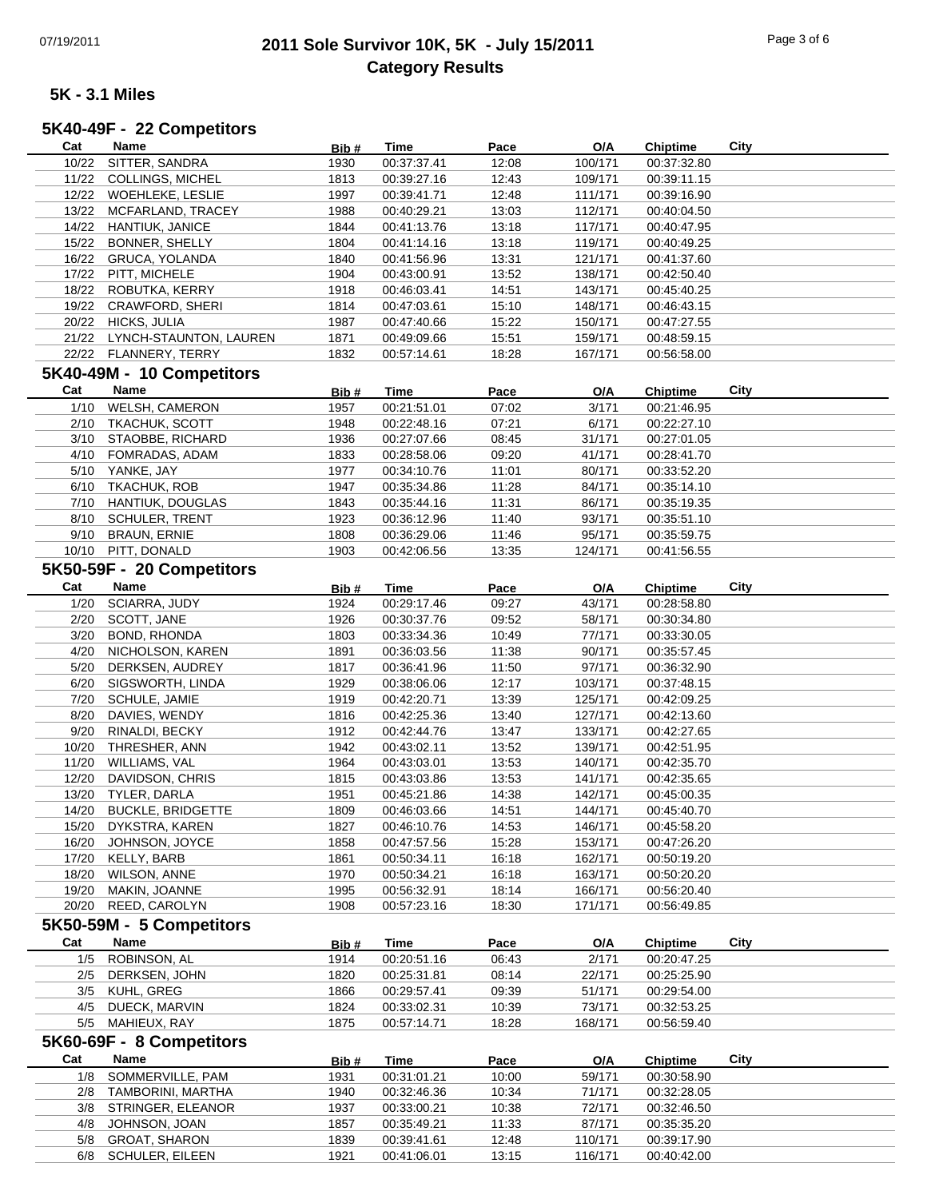# 2011 Sole Survivor 10K, 5K - July 15/2011
## Category Results

### 5K - 3.1 Miles

### 5K40-49F - 22 Competitors

| Cat | Name | Bib # | Time | Pace | O/A | Chiptime | City |
|---|---|---|---|---|---|---|---|
| 10/22 | SITTER, SANDRA | 1930 | 00:37:37.41 | 12:08 | 100/171 | 00:37:32.80 | |
| 11/22 | COLLINGS, MICHEL | 1813 | 00:39:27.16 | 12:43 | 109/171 | 00:39:11.15 | |
| 12/22 | WOEHLEKE, LESLIE | 1997 | 00:39:41.71 | 12:48 | 111/171 | 00:39:16.90 | |
| 13/22 | MCFARLAND, TRACEY | 1988 | 00:40:29.21 | 13:03 | 112/171 | 00:40:04.50 | |
| 14/22 | HANTIUK, JANICE | 1844 | 00:41:13.76 | 13:18 | 117/171 | 00:40:47.95 | |
| 15/22 | BONNER, SHELLY | 1804 | 00:41:14.16 | 13:18 | 119/171 | 00:40:49.25 | |
| 16/22 | GRUCA, YOLANDA | 1840 | 00:41:56.96 | 13:31 | 121/171 | 00:41:37.60 | |
| 17/22 | PITT, MICHELE | 1904 | 00:43:00.91 | 13:52 | 138/171 | 00:42:50.40 | |
| 18/22 | ROBUTKA, KERRY | 1918 | 00:46:03.41 | 14:51 | 143/171 | 00:45:40.25 | |
| 19/22 | CRAWFORD, SHERI | 1814 | 00:47:03.61 | 15:10 | 148/171 | 00:46:43.15 | |
| 20/22 | HICKS, JULIA | 1987 | 00:47:40.66 | 15:22 | 150/171 | 00:47:27.55 | |
| 21/22 | LYNCH-STAUNTON, LAUREN | 1871 | 00:49:09.66 | 15:51 | 159/171 | 00:48:59.15 | |
| 22/22 | FLANNERY, TERRY | 1832 | 00:57:14.61 | 18:28 | 167/171 | 00:56:58.00 | |

### 5K40-49M - 10 Competitors

| Cat | Name | Bib # | Time | Pace | O/A | Chiptime | City |
|---|---|---|---|---|---|---|---|
| 1/10 | WELSH, CAMERON | 1957 | 00:21:51.01 | 07:02 | 3/171 | 00:21:46.95 | |
| 2/10 | TKACHUK, SCOTT | 1948 | 00:22:48.16 | 07:21 | 6/171 | 00:22:27.10 | |
| 3/10 | STAOBBE, RICHARD | 1936 | 00:27:07.66 | 08:45 | 31/171 | 00:27:01.05 | |
| 4/10 | FOMRADAS, ADAM | 1833 | 00:28:58.06 | 09:20 | 41/171 | 00:28:41.70 | |
| 5/10 | YANKE, JAY | 1977 | 00:34:10.76 | 11:01 | 80/171 | 00:33:52.20 | |
| 6/10 | TKACHUK, ROB | 1947 | 00:35:34.86 | 11:28 | 84/171 | 00:35:14.10 | |
| 7/10 | HANTIUK, DOUGLAS | 1843 | 00:35:44.16 | 11:31 | 86/171 | 00:35:19.35 | |
| 8/10 | SCHULER, TRENT | 1923 | 00:36:12.96 | 11:40 | 93/171 | 00:35:51.10 | |
| 9/10 | BRAUN, ERNIE | 1808 | 00:36:29.06 | 11:46 | 95/171 | 00:35:59.75 | |
| 10/10 | PITT, DONALD | 1903 | 00:42:06.56 | 13:35 | 124/171 | 00:41:56.55 | |

### 5K50-59F - 20 Competitors

| Cat | Name | Bib # | Time | Pace | O/A | Chiptime | City |
|---|---|---|---|---|---|---|---|
| 1/20 | SCIARRA, JUDY | 1924 | 00:29:17.46 | 09:27 | 43/171 | 00:28:58.80 | |
| 2/20 | SCOTT, JANE | 1926 | 00:30:37.76 | 09:52 | 58/171 | 00:30:34.80 | |
| 3/20 | BOND, RHONDA | 1803 | 00:33:34.36 | 10:49 | 77/171 | 00:33:30.05 | |
| 4/20 | NICHOLSON, KAREN | 1891 | 00:36:03.56 | 11:38 | 90/171 | 00:35:57.45 | |
| 5/20 | DERKSEN, AUDREY | 1817 | 00:36:41.96 | 11:50 | 97/171 | 00:36:32.90 | |
| 6/20 | SIGSWORTH, LINDA | 1929 | 00:38:06.06 | 12:17 | 103/171 | 00:37:48.15 | |
| 7/20 | SCHULE, JAMIE | 1919 | 00:42:20.71 | 13:39 | 125/171 | 00:42:09.25 | |
| 8/20 | DAVIES, WENDY | 1816 | 00:42:25.36 | 13:40 | 127/171 | 00:42:13.60 | |
| 9/20 | RINALDI, BECKY | 1912 | 00:42:44.76 | 13:47 | 133/171 | 00:42:27.65 | |
| 10/20 | THRESHER, ANN | 1942 | 00:43:02.11 | 13:52 | 139/171 | 00:42:51.95 | |
| 11/20 | WILLIAMS, VAL | 1964 | 00:43:03.01 | 13:53 | 140/171 | 00:42:35.70 | |
| 12/20 | DAVIDSON, CHRIS | 1815 | 00:43:03.86 | 13:53 | 141/171 | 00:42:35.65 | |
| 13/20 | TYLER, DARLA | 1951 | 00:45:21.86 | 14:38 | 142/171 | 00:45:00.35 | |
| 14/20 | BUCKLE, BRIDGETTE | 1809 | 00:46:03.66 | 14:51 | 144/171 | 00:45:40.70 | |
| 15/20 | DYKSTRA, KAREN | 1827 | 00:46:10.76 | 14:53 | 146/171 | 00:45:58.20 | |
| 16/20 | JOHNSON, JOYCE | 1858 | 00:47:57.56 | 15:28 | 153/171 | 00:47:26.20 | |
| 17/20 | KELLY, BARB | 1861 | 00:50:34.11 | 16:18 | 162/171 | 00:50:19.20 | |
| 18/20 | WILSON, ANNE | 1970 | 00:50:34.21 | 16:18 | 163/171 | 00:50:20.20 | |
| 19/20 | MAKIN, JOANNE | 1995 | 00:56:32.91 | 18:14 | 166/171 | 00:56:20.40 | |
| 20/20 | REED, CAROLYN | 1908 | 00:57:23.16 | 18:30 | 171/171 | 00:56:49.85 | |

### 5K50-59M - 5 Competitors

| Cat | Name | Bib # | Time | Pace | O/A | Chiptime | City |
|---|---|---|---|---|---|---|---|
| 1/5 | ROBINSON, AL | 1914 | 00:20:51.16 | 06:43 | 2/171 | 00:20:47.25 | |
| 2/5 | DERKSEN, JOHN | 1820 | 00:25:31.81 | 08:14 | 22/171 | 00:25:25.90 | |
| 3/5 | KUHL, GREG | 1866 | 00:29:57.41 | 09:39 | 51/171 | 00:29:54.00 | |
| 4/5 | DUECK, MARVIN | 1824 | 00:33:02.31 | 10:39 | 73/171 | 00:32:53.25 | |
| 5/5 | MAHIEUX, RAY | 1875 | 00:57:14.71 | 18:28 | 168/171 | 00:56:59.40 | |

### 5K60-69F - 8 Competitors

| Cat | Name | Bib # | Time | Pace | O/A | Chiptime | City |
|---|---|---|---|---|---|---|---|
| 1/8 | SOMMERVILLE, PAM | 1931 | 00:31:01.21 | 10:00 | 59/171 | 00:30:58.90 | |
| 2/8 | TAMBORINI, MARTHA | 1940 | 00:32:46.36 | 10:34 | 71/171 | 00:32:28.05 | |
| 3/8 | STRINGER, ELEANOR | 1937 | 00:33:00.21 | 10:38 | 72/171 | 00:32:46.50 | |
| 4/8 | JOHNSON, JOAN | 1857 | 00:35:49.21 | 11:33 | 87/171 | 00:35:35.20 | |
| 5/8 | GROAT, SHARON | 1839 | 00:39:41.61 | 12:48 | 110/171 | 00:39:17.90 | |
| 6/8 | SCHULER, EILEEN | 1921 | 00:41:06.01 | 13:15 | 116/171 | 00:40:42.00 | |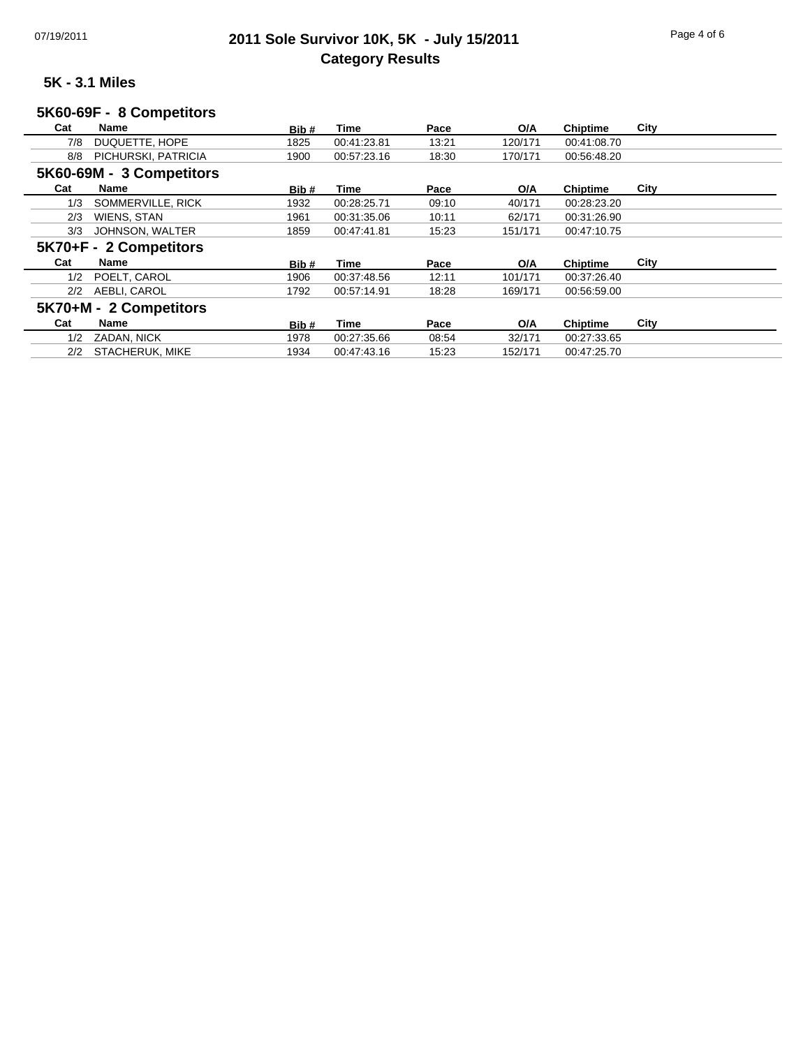# 2011 Sole Survivor 10K, 5K - July 15/2011
## Category Results

### 5K - 3.1 Miles

#### 5K60-69F - 8 Competitors

| Cat | Name | Bib # | Time | Pace | O/A | Chiptime | City |
|---|---|---|---|---|---|---|---|
| 7/8 | DUQUETTE, HOPE | 1825 | 00:41:23.81 | 13:21 | 120/171 | 00:41:08.70 | |
| 8/8 | PICHURSKI, PATRICIA | 1900 | 00:57:23.16 | 18:30 | 170/171 | 00:56:48.20 | |

#### 5K60-69M - 3 Competitors

| Cat | Name | Bib # | Time | Pace | O/A | Chiptime | City |
|---|---|---|---|---|---|---|---|
| 1/3 | SOMMERVILLE, RICK | 1932 | 00:28:25.71 | 09:10 | 40/171 | 00:28:23.20 | |
| 2/3 | WIENS, STAN | 1961 | 00:31:35.06 | 10:11 | 62/171 | 00:31:26.90 | |
| 3/3 | JOHNSON, WALTER | 1859 | 00:47:41.81 | 15:23 | 151/171 | 00:47:10.75 | |

#### 5K70+F - 2 Competitors

| Cat | Name | Bib # | Time | Pace | O/A | Chiptime | City |
|---|---|---|---|---|---|---|---|
| 1/2 | POELT, CAROL | 1906 | 00:37:48.56 | 12:11 | 101/171 | 00:37:26.40 | |
| 2/2 | AEBLI, CAROL | 1792 | 00:57:14.91 | 18:28 | 169/171 | 00:56:59.00 | |

#### 5K70+M - 2 Competitors

| Cat | Name | Bib # | Time | Pace | O/A | Chiptime | City |
|---|---|---|---|---|---|---|---|
| 1/2 | ZADAN, NICK | 1978 | 00:27:35.66 | 08:54 | 32/171 | 00:27:33.65 | |
| 2/2 | STACHERUK, MIKE | 1934 | 00:47:43.16 | 15:23 | 152/171 | 00:47:25.70 | |